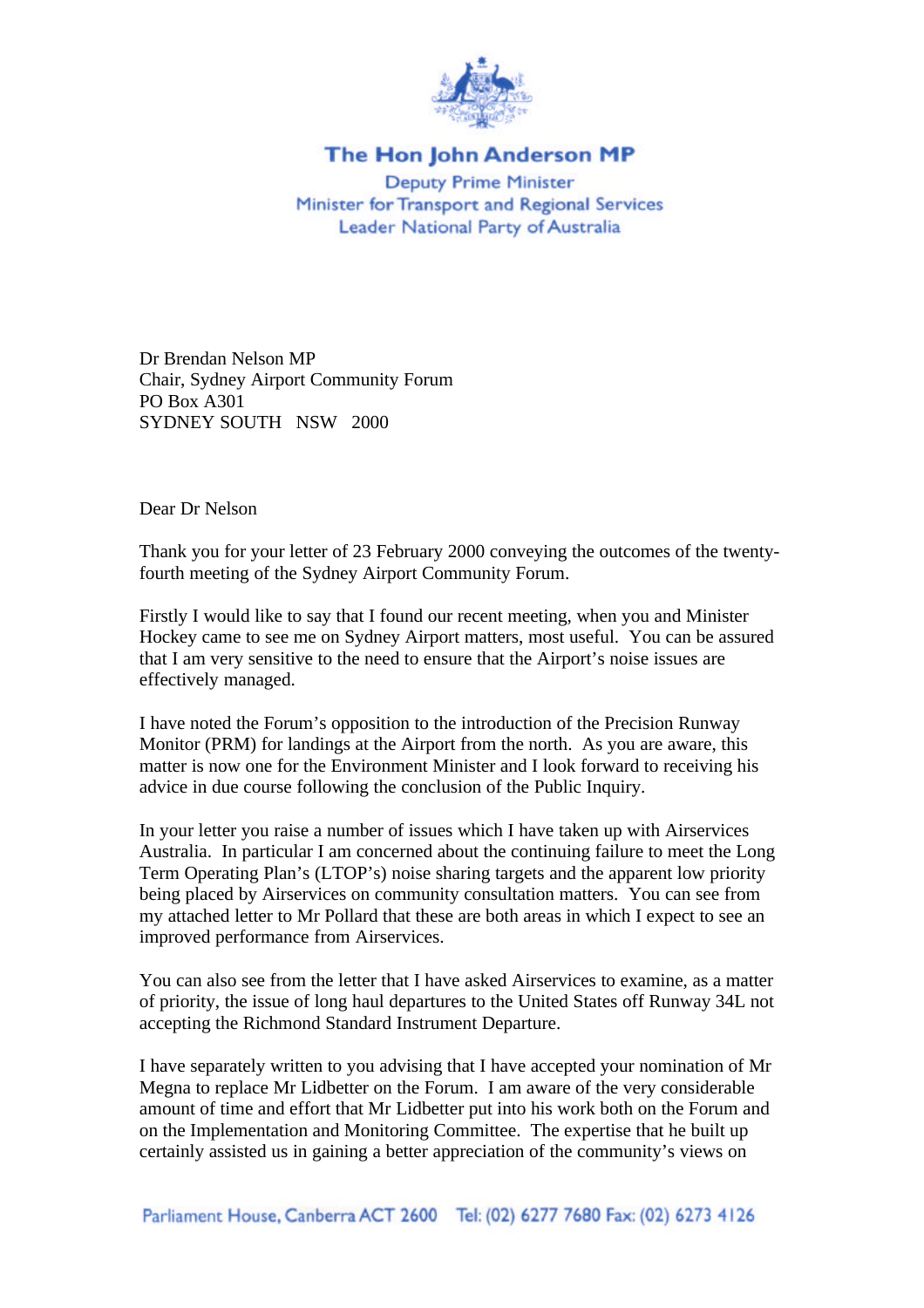**The Hon John Anderson MP**

Deputy Prime Minister
Minister for Transport and Regional Services
Leader National Party of Australia

Dr Brendan Nelson MP
Chair, Sydney Airport Community Forum
PO Box A301
SYDNEY SOUTH NSW 2000

Dear Dr Nelson

Thank you for your letter of 23 February 2000 conveying the outcomes of the twenty-fourth meeting of the Sydney Airport Community Forum.

Firstly I would like to say that I found our recent meeting, when you and Minister Hockey came to see me on Sydney Airport matters, most useful. You can be assured that I am very sensitive to the need to ensure that the Airport's noise issues are effectively managed.

I have noted the Forum's opposition to the introduction of the Precision Runway Monitor (PRM) for landings at the Airport from the north. As you are aware, this matter is now one for the Environment Minister and I look forward to receiving his advice in due course following the conclusion of the Public Inquiry.

In your letter you raise a number of issues which I have taken up with Airservices Australia. In particular I am concerned about the continuing failure to meet the Long Term Operating Plan's (LTOP's) noise sharing targets and the apparent low priority being placed by Airservices on community consultation matters. You can see from my attached letter to Mr Pollard that these are both areas in which I expect to see an improved performance from Airservices.

You can also see from the letter that I have asked Airservices to examine, as a matter of priority, the issue of long haul departures to the United States off Runway 34L not accepting the Richmond Standard Instrument Departure.

I have separately written to you advising that I have accepted your nomination of Mr Megna to replace Mr Lidbetter on the Forum. I am aware of the very considerable amount of time and effort that Mr Lidbetter put into his work both on the Forum and on the Implementation and Monitoring Committee. The expertise that he built up certainly assisted us in gaining a better appreciation of the community's views on

Parliament House, Canberra ACT 2600 Tel: (02) 6277 7680 Fax: (02) 6273 4126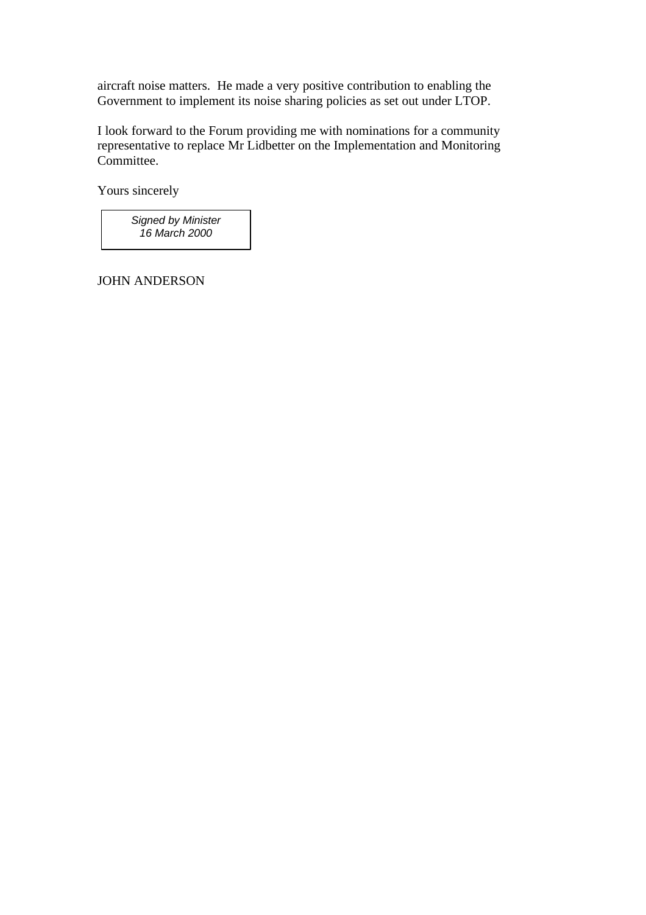aircraft noise matters. He made a very positive contribution to enabling the Government to implement its noise sharing policies as set out under LTOP.

I look forward to the Forum providing me with nominations for a community representative to replace Mr Lidbetter on the Implementation and Monitoring Committee.

Yours sincerely

*Signed by Minister*
*16 March 2000*

JOHN ANDERSON